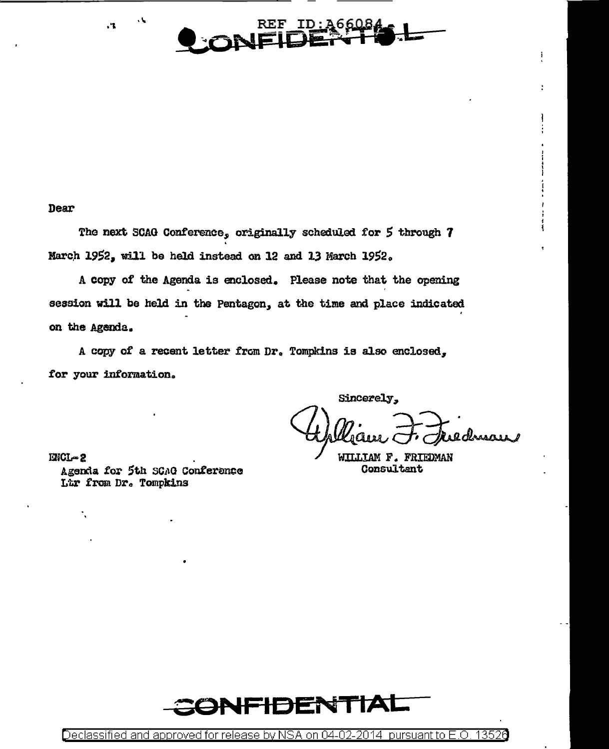CONFIDENTIAL

Dear

The next SCAG Conference, originally scheduled for 5 through 7 March 1952, will be held instead on 12 and 13 March 1952.

A copy of the Agenda is enclosed. Please note that the opening session will be held in the Pentagon, at the time and place indicated on the Agenda.

A copy of a recent letter from Dr. Tompkins is also enclosed, for your information.

Sincerely,

William F. Friedman

WILLIAM F. FRIEDMAN
Consultant

ENCL-2
Agenda for 5th SCAG Conference
Ltr from Dr. Tompkins

CONFIDENTIAL

Declassified and approved for release by NSA on 04-02-2014 pursuant to E.O. 13526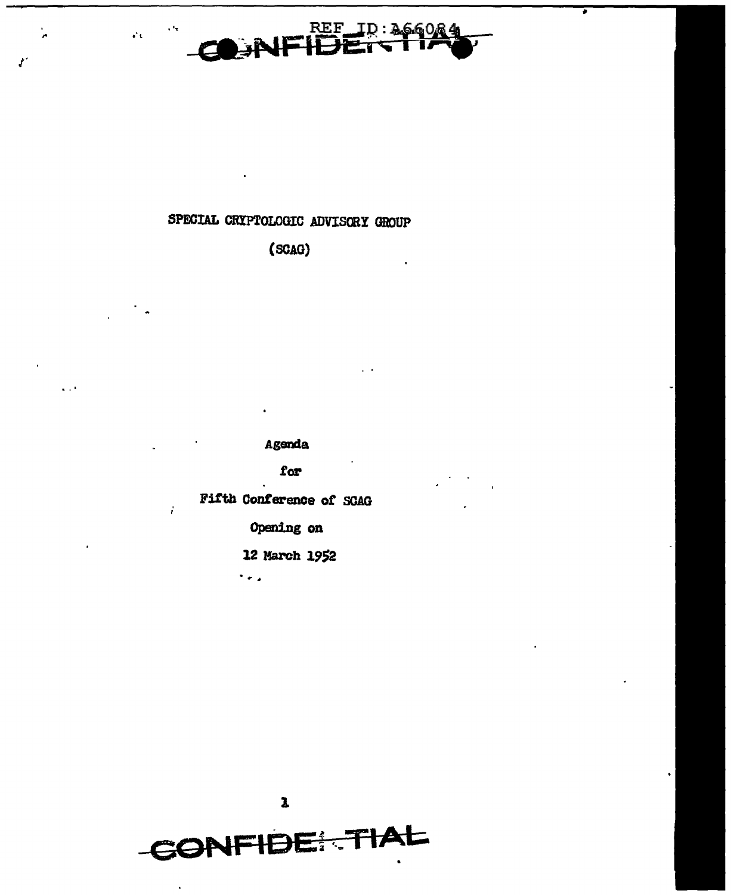SPECIAL CRYPTOLOGIC ADVISORY GROUP

(SCAG)

Agenda

for

Fifth Conference of SCAG

Opening on

12 March 1952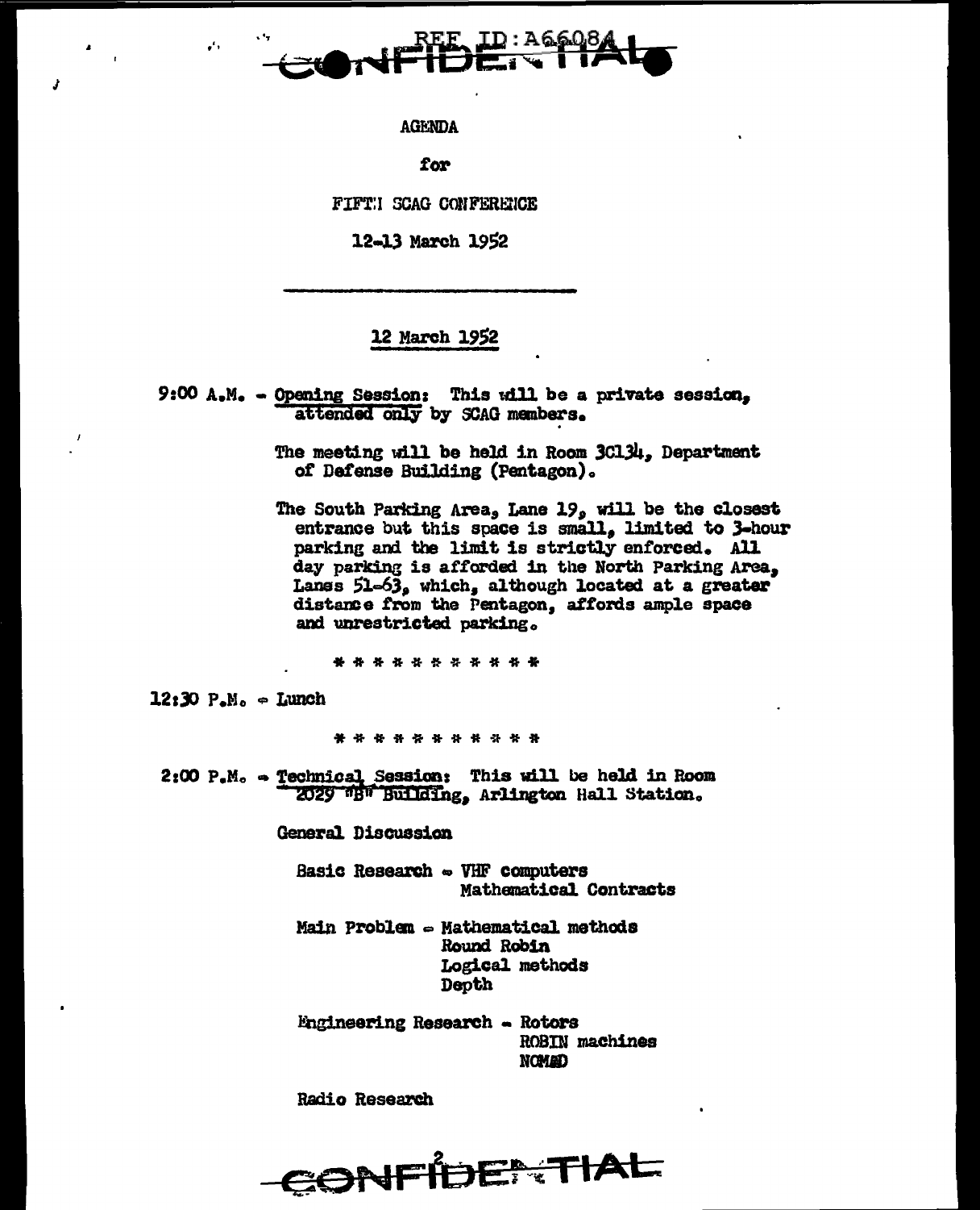REF ID:A66084

CONFIDENTIAL

AGENDA

for

FIFTH SCAG CONFERENCE

12-13 March 1952

## 12 March 1952

9:00 A.M. - Opening Session: This will be a private session, attended only by SCAG members.

The meeting will be held in Room 3C134, Department of Defense Building (Pentagon).

The South Parking Area, Lane 19, will be the closest entrance but this space is small, limited to 3-hour parking and the limit is strictly enforced. All day parking is afforded in the North Parking Area, Lanes 51-63, which, although located at a greater distance from the Pentagon, affords ample space and unrestricted parking.

* * * * * * * * * * * *

12:30 P.M. - Lunch

* * * * * * * * * * * *

2:00 P.M. - Technical Session: This will be held in Room 2029 "B" Building, Arlington Hall Station.

General Discussion

Basic Research - VHF computers
Mathematical Contracts

Main Problem - Mathematical methods
Round Robin
Logical methods
Depth

Engineering Research - Rotors
ROBIN machines
NOMAD

Radio Research

CONFIDENTIAL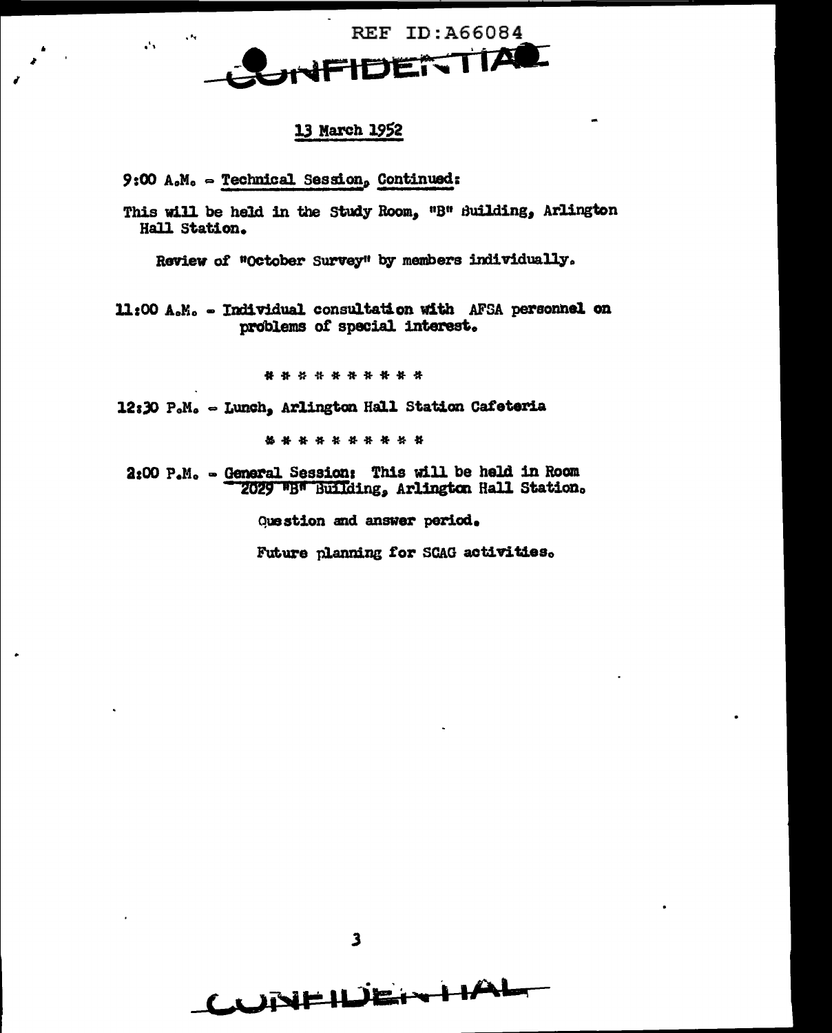REF ID:A66084

CONFIDENTIAL

## 13 March 1952

9:00 A.M. - Technical Session, Continued:

This will be held in the Study Room, "B" Building, Arlington Hall Station.

Review of "October Survey" by members individually.

11:00 A.M. - Individual consultation with AFSA personnel on problems of special interest.

* * * * * * * * * *

12:30 P.M. - Lunch, Arlington Hall Station Cafeteria

* * * * * * * * * *

2:00 P.M. - General Session: This will be held in Room 2029 "B" Building, Arlington Hall Station.

Question and answer period.

Future planning for SCAG activities.

CONFIDENTIAL